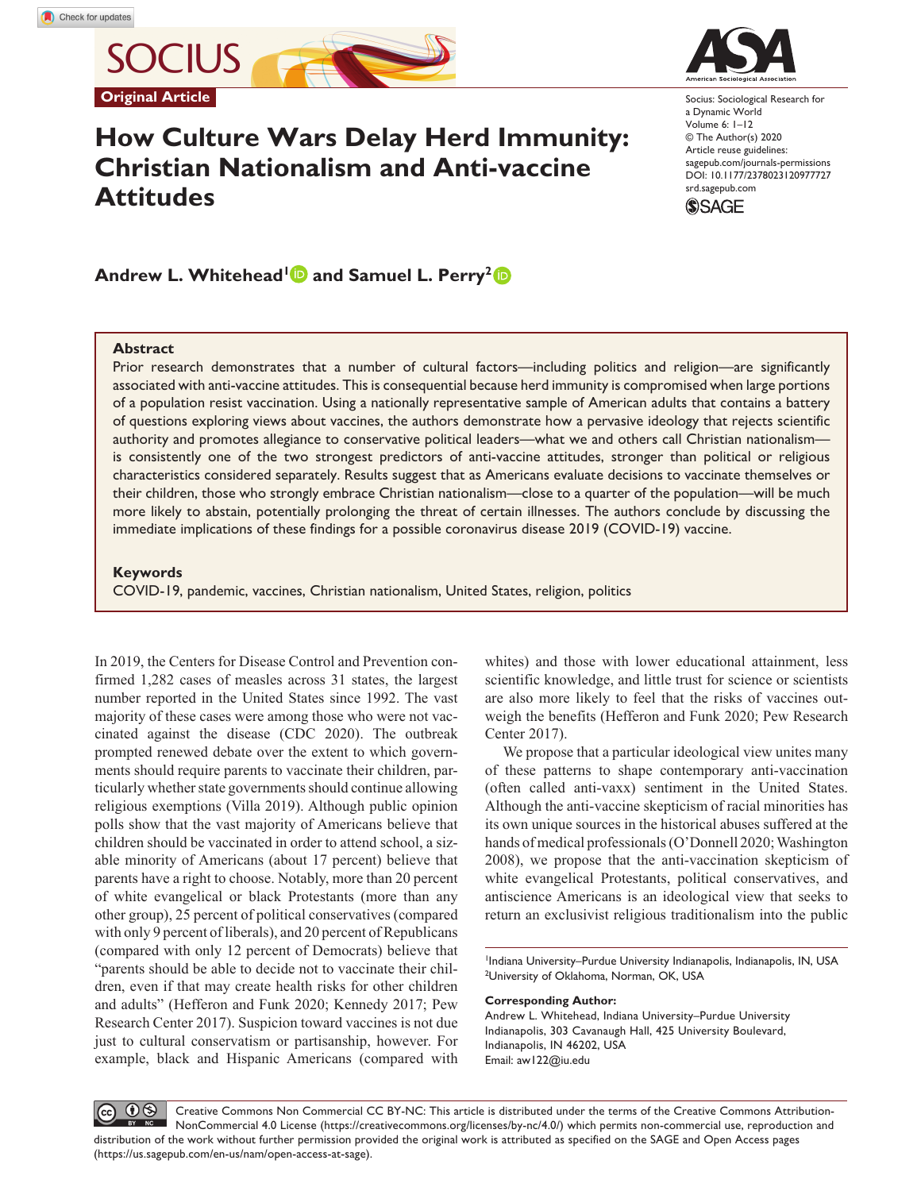Original Article

# How Culture Wars Delay Herd Immunity: Christian Nationalism and Anti-vaccine Attitudes

Socius: Sociological Research for a Dynamic World
Volume 6: 1–12
© The Author(s) 2020
Article reuse guidelines: sagepub.com/journals-permissions
DOI: 10.1177/2378023120977727
srd.sagepub.com

**Andrew L. Whitehead[1] and Samuel L. Perry[2]**

## Abstract

Prior research demonstrates that a number of cultural factors—including politics and religion—are significantly associated with anti-vaccine attitudes. This is consequential because herd immunity is compromised when large portions of a population resist vaccination. Using a nationally representative sample of American adults that contains a battery of questions exploring views about vaccines, the authors demonstrate how a pervasive ideology that rejects scientific authority and promotes allegiance to conservative political leaders—what we and others call Christian nationalism—is consistently one of the two strongest predictors of anti-vaccine attitudes, stronger than political or religious characteristics considered separately. Results suggest that as Americans evaluate decisions to vaccinate themselves or their children, those who strongly embrace Christian nationalism—close to a quarter of the population—will be much more likely to abstain, potentially prolonging the threat of certain illnesses. The authors conclude by discussing the immediate implications of these findings for a possible coronavirus disease 2019 (COVID-19) vaccine.

### Keywords

COVID-19, pandemic, vaccines, Christian nationalism, United States, religion, politics

In 2019, the Centers for Disease Control and Prevention confirmed 1,282 cases of measles across 31 states, the largest number reported in the United States since 1992. The vast majority of these cases were among those who were not vaccinated against the disease (CDC 2020). The outbreak prompted renewed debate over the extent to which governments should require parents to vaccinate their children, particularly whether state governments should continue allowing religious exemptions (Villa 2019). Although public opinion polls show that the vast majority of Americans believe that children should be vaccinated in order to attend school, a sizable minority of Americans (about 17 percent) believe that parents have a right to choose. Notably, more than 20 percent of white evangelical or black Protestants (more than any other group), 25 percent of political conservatives (compared with only 9 percent of liberals), and 20 percent of Republicans (compared with only 12 percent of Democrats) believe that "parents should be able to decide not to vaccinate their children, even if that may create health risks for other children and adults" (Hefferon and Funk 2020; Kennedy 2017; Pew Research Center 2017). Suspicion toward vaccines is not due just to cultural conservatism or partisanship, however. For example, black and Hispanic Americans (compared with whites) and those with lower educational attainment, less scientific knowledge, and little trust for science or scientists are also more likely to feel that the risks of vaccines outweigh the benefits (Hefferon and Funk 2020; Pew Research Center 2017).

We propose that a particular ideological view unites many of these patterns to shape contemporary anti-vaccination (often called anti-vaxx) sentiment in the United States. Although the anti-vaccine skepticism of racial minorities has its own unique sources in the historical abuses suffered at the hands of medical professionals (O'Donnell 2020; Washington 2008), we propose that the anti-vaccination skepticism of white evangelical Protestants, political conservatives, and antiscience Americans is an ideological view that seeks to return an exclusivist religious traditionalism into the public

[1]Indiana University–Purdue University Indianapolis, Indianapolis, IN, USA
[2]University of Oklahoma, Norman, OK, USA

**Corresponding Author:**
Andrew L. Whitehead, Indiana University–Purdue University Indianapolis, 303 Cavanaugh Hall, 425 University Boulevard, Indianapolis, IN 46202, USA
Email: aw122@iu.edu

Creative Commons Non Commercial CC BY-NC: This article is distributed under the terms of the Creative Commons Attribution-NonCommercial 4.0 License (https://creativecommons.org/licenses/by-nc/4.0/) which permits non-commercial use, reproduction and distribution of the work without further permission provided the original work is attributed as specified on the SAGE and Open Access pages (https://us.sagepub.com/en-us/nam/open-access-at-sage).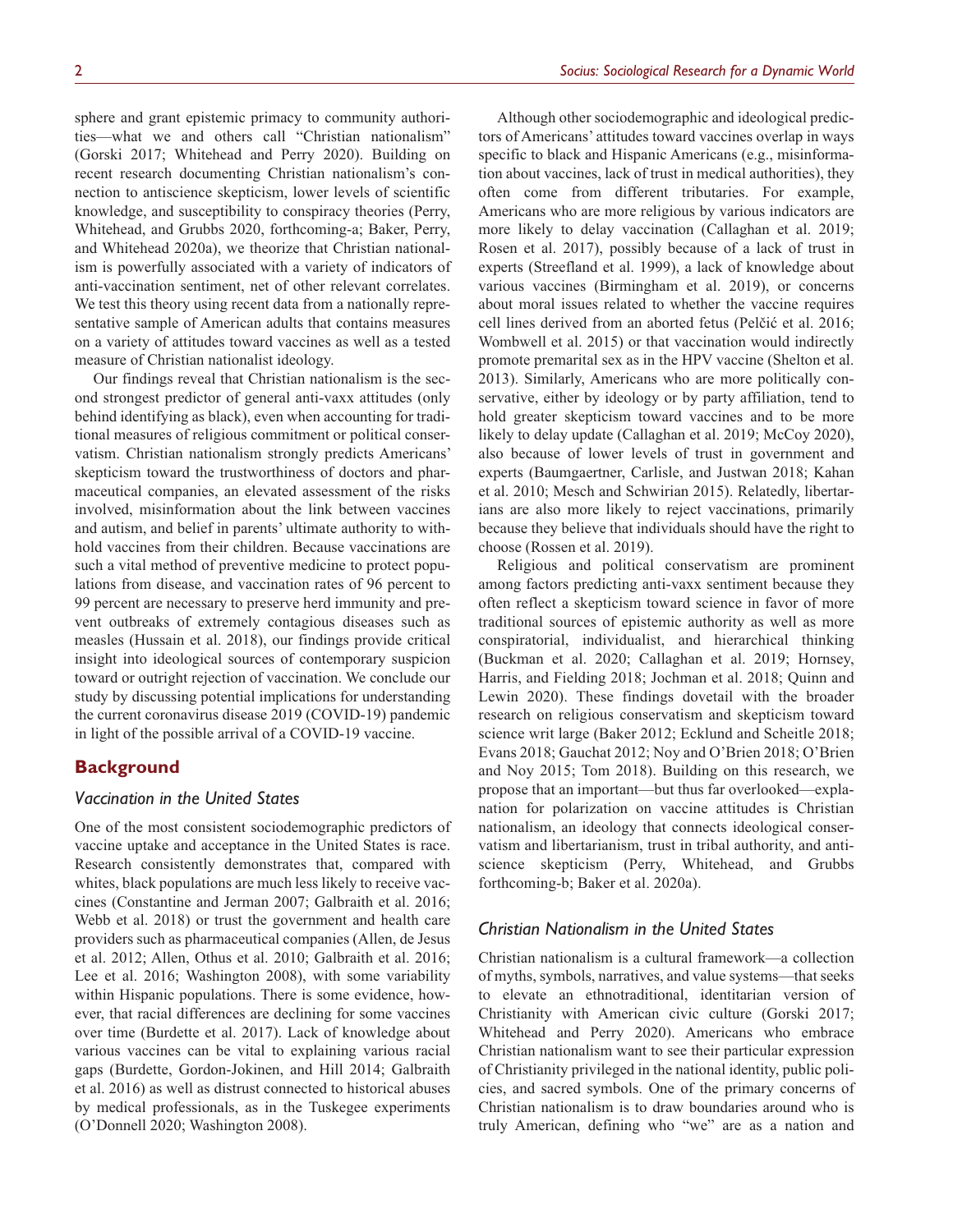sphere and grant epistemic primacy to community authorities—what we and others call "Christian nationalism" (Gorski 2017; Whitehead and Perry 2020). Building on recent research documenting Christian nationalism's connection to antiscience skepticism, lower levels of scientific knowledge, and susceptibility to conspiracy theories (Perry, Whitehead, and Grubbs 2020, forthcoming-a; Baker, Perry, and Whitehead 2020a), we theorize that Christian nationalism is powerfully associated with a variety of indicators of anti-vaccination sentiment, net of other relevant correlates. We test this theory using recent data from a nationally representative sample of American adults that contains measures on a variety of attitudes toward vaccines as well as a tested measure of Christian nationalist ideology.

Our findings reveal that Christian nationalism is the second strongest predictor of general anti-vaxx attitudes (only behind identifying as black), even when accounting for traditional measures of religious commitment or political conservatism. Christian nationalism strongly predicts Americans' skepticism toward the trustworthiness of doctors and pharmaceutical companies, an elevated assessment of the risks involved, misinformation about the link between vaccines and autism, and belief in parents' ultimate authority to withhold vaccines from their children. Because vaccinations are such a vital method of preventive medicine to protect populations from disease, and vaccination rates of 96 percent to 99 percent are necessary to preserve herd immunity and prevent outbreaks of extremely contagious diseases such as measles (Hussain et al. 2018), our findings provide critical insight into ideological sources of contemporary suspicion toward or outright rejection of vaccination. We conclude our study by discussing potential implications for understanding the current coronavirus disease 2019 (COVID-19) pandemic in light of the possible arrival of a COVID-19 vaccine.

## Background

### *Vaccination in the United States*

One of the most consistent sociodemographic predictors of vaccine uptake and acceptance in the United States is race. Research consistently demonstrates that, compared with whites, black populations are much less likely to receive vaccines (Constantine and Jerman 2007; Galbraith et al. 2016; Webb et al. 2018) or trust the government and health care providers such as pharmaceutical companies (Allen, de Jesus et al. 2012; Allen, Othus et al. 2010; Galbraith et al. 2016; Lee et al. 2016; Washington 2008), with some variability within Hispanic populations. There is some evidence, however, that racial differences are declining for some vaccines over time (Burdette et al. 2017). Lack of knowledge about various vaccines can be vital to explaining various racial gaps (Burdette, Gordon-Jokinen, and Hill 2014; Galbraith et al. 2016) as well as distrust connected to historical abuses by medical professionals, as in the Tuskegee experiments (O'Donnell 2020; Washington 2008).

Although other sociodemographic and ideological predictors of Americans' attitudes toward vaccines overlap in ways specific to black and Hispanic Americans (e.g., misinformation about vaccines, lack of trust in medical authorities), they often come from different tributaries. For example, Americans who are more religious by various indicators are more likely to delay vaccination (Callaghan et al. 2019; Rosen et al. 2017), possibly because of a lack of trust in experts (Streefland et al. 1999), a lack of knowledge about various vaccines (Birmingham et al. 2019), or concerns about moral issues related to whether the vaccine requires cell lines derived from an aborted fetus (Pelčić et al. 2016; Wombwell et al. 2015) or that vaccination would indirectly promote premarital sex as in the HPV vaccine (Shelton et al. 2013). Similarly, Americans who are more politically conservative, either by ideology or by party affiliation, tend to hold greater skepticism toward vaccines and to be more likely to delay update (Callaghan et al. 2019; McCoy 2020), also because of lower levels of trust in government and experts (Baumgaertner, Carlisle, and Justwan 2018; Kahan et al. 2010; Mesch and Schwirian 2015). Relatedly, libertarians are also more likely to reject vaccinations, primarily because they believe that individuals should have the right to choose (Rossen et al. 2019).

Religious and political conservatism are prominent among factors predicting anti-vaxx sentiment because they often reflect a skepticism toward science in favor of more traditional sources of epistemic authority as well as more conspiratorial, individualist, and hierarchical thinking (Buckman et al. 2020; Callaghan et al. 2019; Hornsey, Harris, and Fielding 2018; Jochman et al. 2018; Quinn and Lewin 2020). These findings dovetail with the broader research on religious conservatism and skepticism toward science writ large (Baker 2012; Ecklund and Scheitle 2018; Evans 2018; Gauchat 2012; Noy and O'Brien 2018; O'Brien and Noy 2015; Tom 2018). Building on this research, we propose that an important—but thus far overlooked—explanation for polarization on vaccine attitudes is Christian nationalism, an ideology that connects ideological conservatism and libertarianism, trust in tribal authority, and antiscience skepticism (Perry, Whitehead, and Grubbs forthcoming-b; Baker et al. 2020a).

### *Christian Nationalism in the United States*

Christian nationalism is a cultural framework—a collection of myths, symbols, narratives, and value systems—that seeks to elevate an ethnotraditional, identitarian version of Christianity with American civic culture (Gorski 2017; Whitehead and Perry 2020). Americans who embrace Christian nationalism want to see their particular expression of Christianity privileged in the national identity, public policies, and sacred symbols. One of the primary concerns of Christian nationalism is to draw boundaries around who is truly American, defining who "we" are as a nation and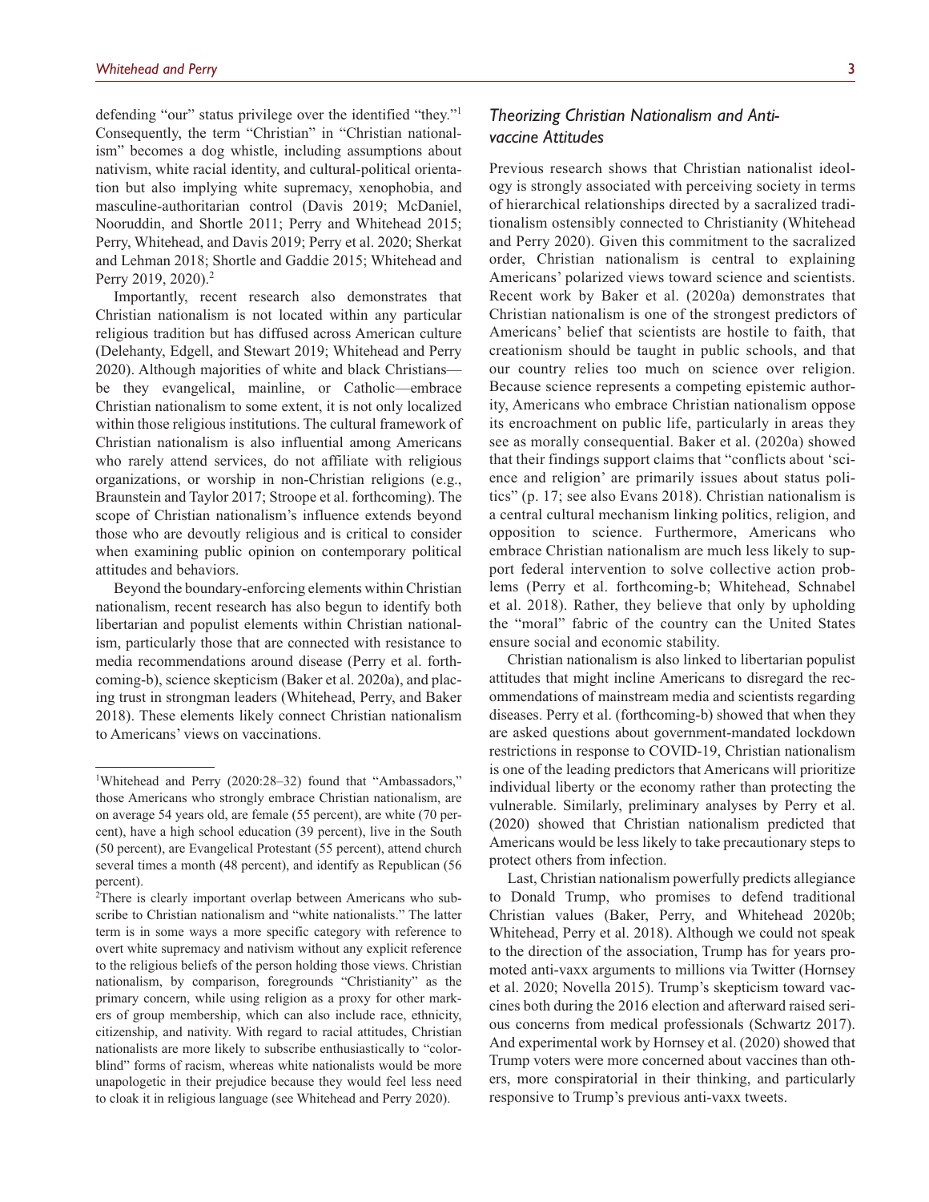defending "our" status privilege over the identified "they."[1] Consequently, the term "Christian" in "Christian nationalism" becomes a dog whistle, including assumptions about nativism, white racial identity, and cultural-political orientation but also implying white supremacy, xenophobia, and masculine-authoritarian control (Davis 2019; McDaniel, Nooruddin, and Shortle 2011; Perry and Whitehead 2015; Perry, Whitehead, and Davis 2019; Perry et al. 2020; Sherkat and Lehman 2018; Shortle and Gaddie 2015; Whitehead and Perry 2019, 2020).[2]

Importantly, recent research also demonstrates that Christian nationalism is not located within any particular religious tradition but has diffused across American culture (Delehanty, Edgell, and Stewart 2019; Whitehead and Perry 2020). Although majorities of white and black Christians—be they evangelical, mainline, or Catholic—embrace Christian nationalism to some extent, it is not only localized within those religious institutions. The cultural framework of Christian nationalism is also influential among Americans who rarely attend services, do not affiliate with religious organizations, or worship in non-Christian religions (e.g., Braunstein and Taylor 2017; Stroope et al. forthcoming). The scope of Christian nationalism's influence extends beyond those who are devoutly religious and is critical to consider when examining public opinion on contemporary political attitudes and behaviors.

Beyond the boundary-enforcing elements within Christian nationalism, recent research has also begun to identify both libertarian and populist elements within Christian nationalism, particularly those that are connected with resistance to media recommendations around disease (Perry et al. forthcoming-b), science skepticism (Baker et al. 2020a), and placing trust in strongman leaders (Whitehead, Perry, and Baker 2018). These elements likely connect Christian nationalism to Americans' views on vaccinations.

[1]Whitehead and Perry (2020:28–32) found that "Ambassadors," those Americans who strongly embrace Christian nationalism, are on average 54 years old, are female (55 percent), are white (70 percent), have a high school education (39 percent), live in the South (50 percent), are Evangelical Protestant (55 percent), attend church several times a month (48 percent), and identify as Republican (56 percent).

[2]There is clearly important overlap between Americans who subscribe to Christian nationalism and "white nationalists." The latter term is in some ways a more specific category with reference to overt white supremacy and nativism without any explicit reference to the religious beliefs of the person holding those views. Christian nationalism, by comparison, foregrounds "Christianity" as the primary concern, while using religion as a proxy for other markers of group membership, which can also include race, ethnicity, citizenship, and nativity. With regard to racial attitudes, Christian nationalists are more likely to subscribe enthusiastically to "colorblind" forms of racism, whereas white nationalists would be more unapologetic in their prejudice because they would feel less need to cloak it in religious language (see Whitehead and Perry 2020).

## *Theorizing Christian Nationalism and Anti-vaccine Attitudes*

Previous research shows that Christian nationalist ideology is strongly associated with perceiving society in terms of hierarchical relationships directed by a sacralized traditionalism ostensibly connected to Christianity (Whitehead and Perry 2020). Given this commitment to the sacralized order, Christian nationalism is central to explaining Americans' polarized views toward science and scientists. Recent work by Baker et al. (2020a) demonstrates that Christian nationalism is one of the strongest predictors of Americans' belief that scientists are hostile to faith, that creationism should be taught in public schools, and that our country relies too much on science over religion. Because science represents a competing epistemic authority, Americans who embrace Christian nationalism oppose its encroachment on public life, particularly in areas they see as morally consequential. Baker et al. (2020a) showed that their findings support claims that "conflicts about 'science and religion' are primarily issues about status politics" (p. 17; see also Evans 2018). Christian nationalism is a central cultural mechanism linking politics, religion, and opposition to science. Furthermore, Americans who embrace Christian nationalism are much less likely to support federal intervention to solve collective action problems (Perry et al. forthcoming-b; Whitehead, Schnabel et al. 2018). Rather, they believe that only by upholding the "moral" fabric of the country can the United States ensure social and economic stability.

Christian nationalism is also linked to libertarian populist attitudes that might incline Americans to disregard the recommendations of mainstream media and scientists regarding diseases. Perry et al. (forthcoming-b) showed that when they are asked questions about government-mandated lockdown restrictions in response to COVID-19, Christian nationalism is one of the leading predictors that Americans will prioritize individual liberty or the economy rather than protecting the vulnerable. Similarly, preliminary analyses by Perry et al. (2020) showed that Christian nationalism predicted that Americans would be less likely to take precautionary steps to protect others from infection.

Last, Christian nationalism powerfully predicts allegiance to Donald Trump, who promises to defend traditional Christian values (Baker, Perry, and Whitehead 2020b; Whitehead, Perry et al. 2018). Although we could not speak to the direction of the association, Trump has for years promoted anti-vaxx arguments to millions via Twitter (Hornsey et al. 2020; Novella 2015). Trump's skepticism toward vaccines both during the 2016 election and afterward raised serious concerns from medical professionals (Schwartz 2017). And experimental work by Hornsey et al. (2020) showed that Trump voters were more concerned about vaccines than others, more conspiratorial in their thinking, and particularly responsive to Trump's previous anti-vaxx tweets.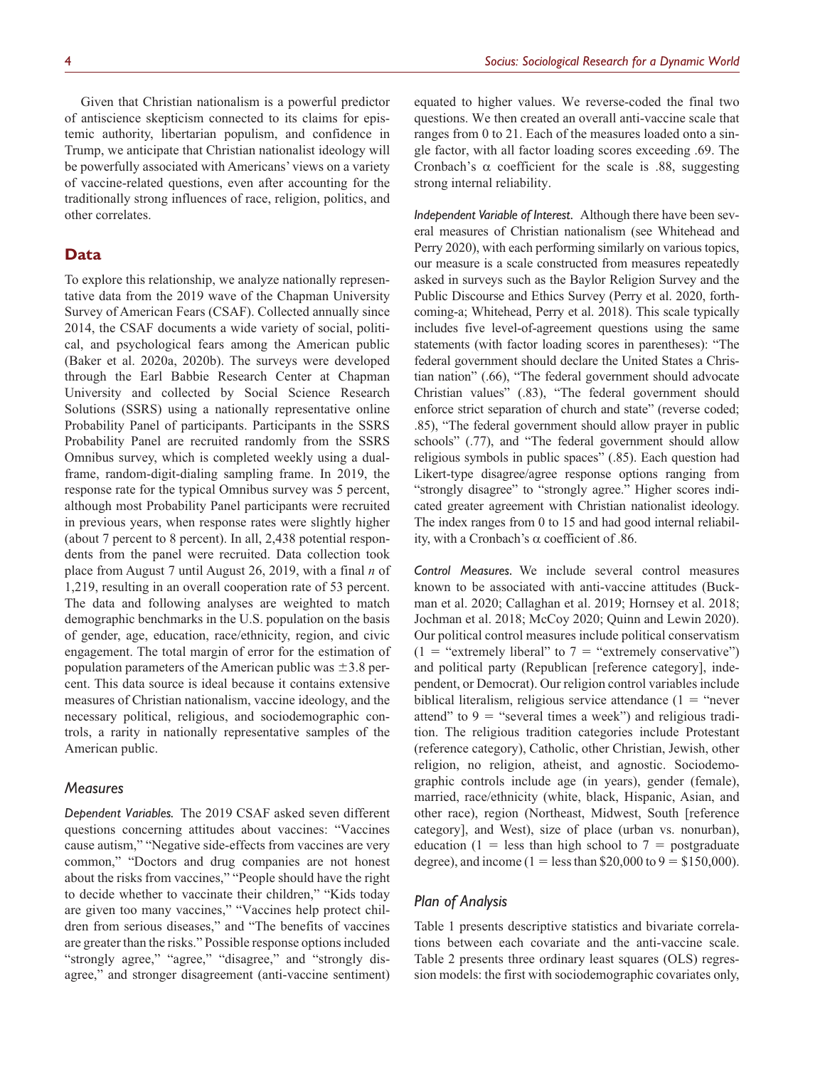Given that Christian nationalism is a powerful predictor of antiscience skepticism connected to its claims for epistemic authority, libertarian populism, and confidence in Trump, we anticipate that Christian nationalist ideology will be powerfully associated with Americans' views on a variety of vaccine-related questions, even after accounting for the traditionally strong influences of race, religion, politics, and other correlates.

## Data

To explore this relationship, we analyze nationally representative data from the 2019 wave of the Chapman University Survey of American Fears (CSAF). Collected annually since 2014, the CSAF documents a wide variety of social, political, and psychological fears among the American public (Baker et al. 2020a, 2020b). The surveys were developed through the Earl Babbie Research Center at Chapman University and collected by Social Science Research Solutions (SSRS) using a nationally representative online Probability Panel of participants. Participants in the SSRS Probability Panel are recruited randomly from the SSRS Omnibus survey, which is completed weekly using a dual-frame, random-digit-dialing sampling frame. In 2019, the response rate for the typical Omnibus survey was 5 percent, although most Probability Panel participants were recruited in previous years, when response rates were slightly higher (about 7 percent to 8 percent). In all, 2,438 potential respondents from the panel were recruited. Data collection took place from August 7 until August 26, 2019, with a final *n* of 1,219, resulting in an overall cooperation rate of 53 percent. The data and following analyses are weighted to match demographic benchmarks in the U.S. population on the basis of gender, age, education, race/ethnicity, region, and civic engagement. The total margin of error for the estimation of population parameters of the American public was ±3.8 percent. This data source is ideal because it contains extensive measures of Christian nationalism, vaccine ideology, and the necessary political, religious, and sociodemographic controls, a rarity in nationally representative samples of the American public.

### Measures

*Dependent Variables.* The 2019 CSAF asked seven different questions concerning attitudes about vaccines: "Vaccines cause autism," "Negative side-effects from vaccines are very common," "Doctors and drug companies are not honest about the risks from vaccines," "People should have the right to decide whether to vaccinate their children," "Kids today are given too many vaccines," "Vaccines help protect children from serious diseases," and "The benefits of vaccines are greater than the risks." Possible response options included "strongly agree," "agree," "disagree," and "strongly disagree," and stronger disagreement (anti-vaccine sentiment) equated to higher values. We reverse-coded the final two questions. We then created an overall anti-vaccine scale that ranges from 0 to 21. Each of the measures loaded onto a single factor, with all factor loading scores exceeding .69. The Cronbach's α coefficient for the scale is .88, suggesting strong internal reliability.

*Independent Variable of Interest.* Although there have been several measures of Christian nationalism (see Whitehead and Perry 2020), with each performing similarly on various topics, our measure is a scale constructed from measures repeatedly asked in surveys such as the Baylor Religion Survey and the Public Discourse and Ethics Survey (Perry et al. 2020, forthcoming-a; Whitehead, Perry et al. 2018). This scale typically includes five level-of-agreement questions using the same statements (with factor loading scores in parentheses): "The federal government should declare the United States a Christian nation" (.66), "The federal government should advocate Christian values" (.83), "The federal government should enforce strict separation of church and state" (reverse coded; .85), "The federal government should allow prayer in public schools" (.77), and "The federal government should allow religious symbols in public spaces" (.85). Each question had Likert-type disagree/agree response options ranging from "strongly disagree" to "strongly agree." Higher scores indicated greater agreement with Christian nationalist ideology. The index ranges from 0 to 15 and had good internal reliability, with a Cronbach's α coefficient of .86.

*Control Measures.* We include several control measures known to be associated with anti-vaccine attitudes (Buckman et al. 2020; Callaghan et al. 2019; Hornsey et al. 2018; Jochman et al. 2018; McCoy 2020; Quinn and Lewin 2020). Our political control measures include political conservatism (1 = "extremely liberal" to 7 = "extremely conservative") and political party (Republican [reference category], independent, or Democrat). Our religion control variables include biblical literalism, religious service attendance (1 = "never attend" to 9 = "several times a week") and religious tradition. The religious tradition categories include Protestant (reference category), Catholic, other Christian, Jewish, other religion, no religion, atheist, and agnostic. Sociodemographic controls include age (in years), gender (female), married, race/ethnicity (white, black, Hispanic, Asian, and other race), region (Northeast, Midwest, South [reference category], and West), size of place (urban vs. nonurban), education (1 = less than high school to 7 = postgraduate degree), and income (1 = less than \$20,000 to 9 = \$150,000).

### Plan of Analysis

Table 1 presents descriptive statistics and bivariate correlations between each covariate and the anti-vaccine scale. Table 2 presents three ordinary least squares (OLS) regression models: the first with sociodemographic covariates only,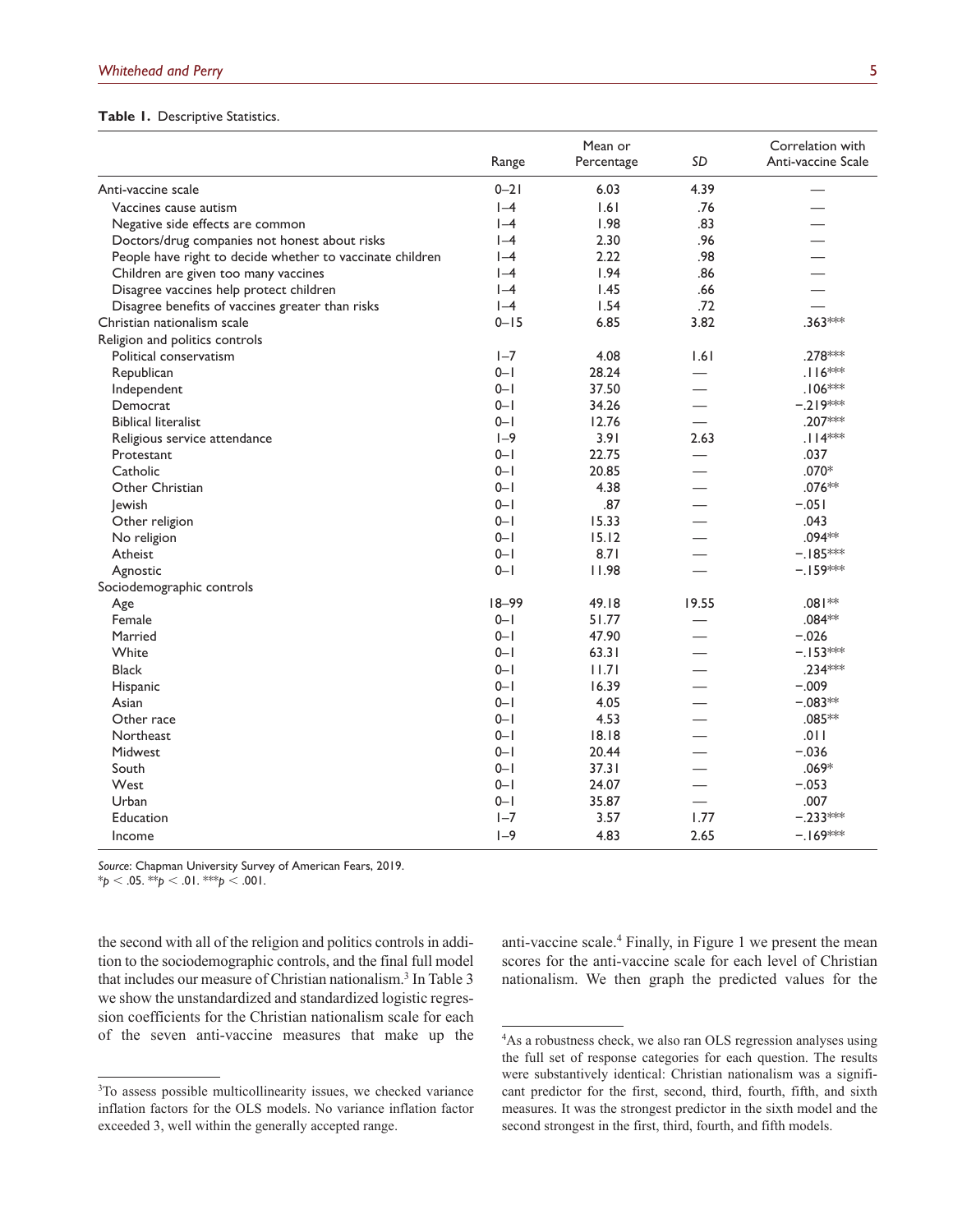**Table 1.** Descriptive Statistics.

| | Range | Mean or Percentage | SD | Correlation with Anti-vaccine Scale |
|---|---|---|---|---|
| Anti-vaccine scale | 0–21 | 6.03 | 4.39 | — |
| Vaccines cause autism | 1–4 | 1.61 | .76 | — |
| Negative side effects are common | 1–4 | 1.98 | .83 | — |
| Doctors/drug companies not honest about risks | 1–4 | 2.30 | .96 | — |
| People have right to decide whether to vaccinate children | 1–4 | 2.22 | .98 | — |
| Children are given too many vaccines | 1–4 | 1.94 | .86 | — |
| Disagree vaccines help protect children | 1–4 | 1.45 | .66 | — |
| Disagree benefits of vaccines greater than risks | 1–4 | 1.54 | .72 | — |
| Christian nationalism scale | 0–15 | 6.85 | 3.82 | .363*** |
| Religion and politics controls | | | | |
| Political conservatism | 1–7 | 4.08 | 1.61 | .278*** |
| Republican | 0–1 | 28.24 | — | .116*** |
| Independent | 0–1 | 37.50 | — | .106*** |
| Democrat | 0–1 | 34.26 | — | −.219*** |
| Biblical literalist | 0–1 | 12.76 | — | .207*** |
| Religious service attendance | 1–9 | 3.91 | 2.63 | .114*** |
| Protestant | 0–1 | 22.75 | — | .037 |
| Catholic | 0–1 | 20.85 | — | .070* |
| Other Christian | 0–1 | 4.38 | — | .076** |
| Jewish | 0–1 | .87 | — | −.051 |
| Other religion | 0–1 | 15.33 | — | .043 |
| No religion | 0–1 | 15.12 | — | .094** |
| Atheist | 0–1 | 8.71 | — | −.185*** |
| Agnostic | 0–1 | 11.98 | — | −.159*** |
| Sociodemographic controls | | | | |
| Age | 18–99 | 49.18 | 19.55 | .081** |
| Female | 0–1 | 51.77 | — | .084** |
| Married | 0–1 | 47.90 | — | −.026 |
| White | 0–1 | 63.31 | — | −.153*** |
| Black | 0–1 | 11.71 | — | .234*** |
| Hispanic | 0–1 | 16.39 | — | −.009 |
| Asian | 0–1 | 4.05 | — | −.083** |
| Other race | 0–1 | 4.53 | — | .085** |
| Northeast | 0–1 | 18.18 | — | .011 |
| Midwest | 0–1 | 20.44 | — | −.036 |
| South | 0–1 | 37.31 | — | .069* |
| West | 0–1 | 24.07 | — | −.053 |
| Urban | 0–1 | 35.87 | — | .007 |
| Education | 1–7 | 3.57 | 1.77 | −.233*** |
| Income | 1–9 | 4.83 | 2.65 | −.169*** |

*Source:* Chapman University Survey of American Fears, 2019.
$^{*}p < .05$. $^{**}p < .01$. $^{***}p < .001$.

the second with all of the religion and politics controls in addition to the sociodemographic controls, and the final full model that includes our measure of Christian nationalism.[3] In Table 3 we show the unstandardized and standardized logistic regression coefficients for the Christian nationalism scale for each of the seven anti-vaccine measures that make up the anti-vaccine scale.[4] Finally, in Figure 1 we present the mean scores for the anti-vaccine scale for each level of Christian nationalism. We then graph the predicted values for the

[3]To assess possible multicollinearity issues, we checked variance inflation factors for the OLS models. No variance inflation factor exceeded 3, well within the generally accepted range.

[4]As a robustness check, we also ran OLS regression analyses using the full set of response categories for each question. The results were substantively identical: Christian nationalism was a significant predictor for the first, second, third, fourth, fifth, and sixth measures. It was the strongest predictor in the sixth model and the second strongest in the first, third, fourth, and fifth models.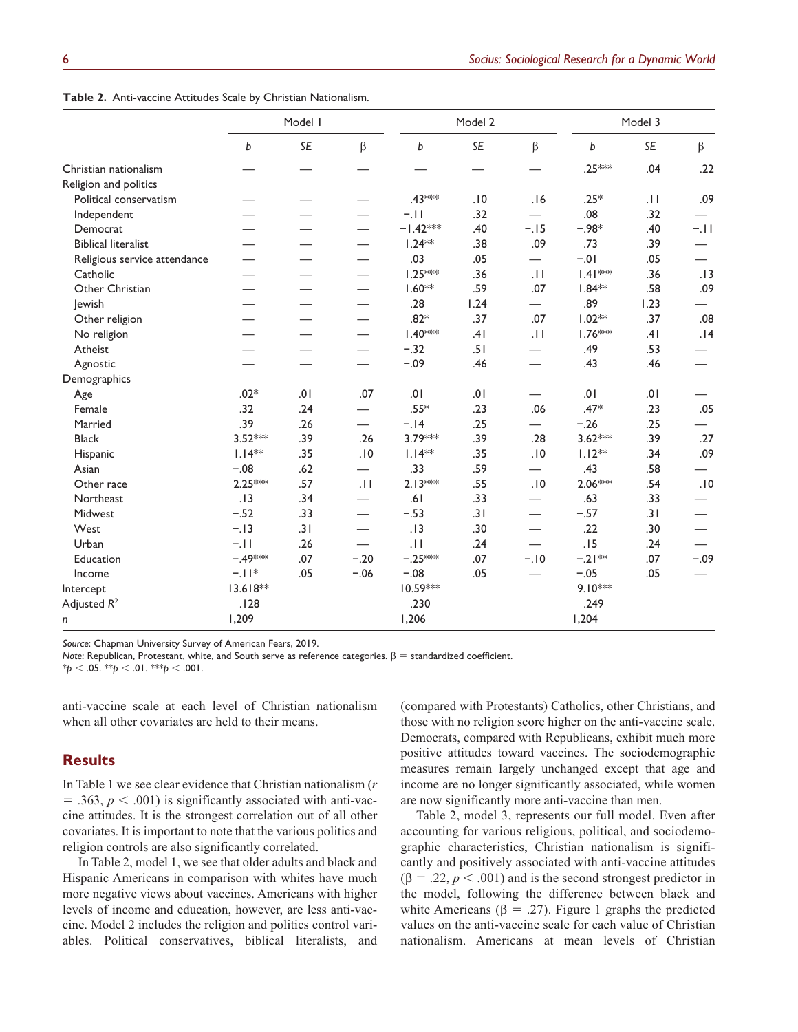**Table 2.** Anti-vaccine Attitudes Scale by Christian Nationalism.

| | Model 1 | | | Model 2 | | | Model 3 | | |
|---|---|---|---|---|---|---|---|---|---|
| | *b* | *SE* | β | *b* | *SE* | β | *b* | *SE* | β |
| Christian nationalism | — | — | — | — | — | — | .25*** | .04 | .22 |
| Religion and politics | | | | | | | | | |
| Political conservatism | — | — | — | .43*** | .10 | .16 | .25* | .11 | .09 |
| Independent | — | — | — | −.11 | .32 | — | .08 | .32 | — |
| Democrat | — | — | — | −1.42*** | .40 | −.15 | −.98* | .40 | −.11 |
| Biblical literalist | — | — | — | 1.24** | .38 | .09 | .73 | .39 | — |
| Religious service attendance | — | — | — | .03 | .05 | — | −.01 | .05 | — |
| Catholic | — | — | — | 1.25*** | .36 | .11 | 1.41*** | .36 | .13 |
| Other Christian | — | — | — | 1.60** | .59 | .07 | 1.84** | .58 | .09 |
| Jewish | — | — | — | .28 | 1.24 | — | .89 | 1.23 | — |
| Other religion | — | — | — | .82* | .37 | .07 | 1.02** | .37 | .08 |
| No religion | — | — | — | 1.40*** | .41 | .11 | 1.76*** | .41 | .14 |
| Atheist | — | — | — | −.32 | .51 | — | .49 | .53 | — |
| Agnostic | — | — | — | −.09 | .46 | — | .43 | .46 | — |
| Demographics | | | | | | | | | |
| Age | .02* | .01 | .07 | .01 | .01 | — | .01 | .01 | — |
| Female | .32 | .24 | — | .55* | .23 | .06 | .47* | .23 | .05 |
| Married | .39 | .26 | — | −.14 | .25 | — | −.26 | .25 | — |
| Black | 3.52*** | .39 | .26 | 3.79*** | .39 | .28 | 3.62*** | .39 | .27 |
| Hispanic | 1.14** | .35 | .10 | 1.14** | .35 | .10 | 1.12** | .34 | .09 |
| Asian | −.08 | .62 | — | .33 | .59 | — | .43 | .58 | — |
| Other race | 2.25*** | .57 | .11 | 2.13*** | .55 | .10 | 2.06*** | .54 | .10 |
| Northeast | .13 | .34 | — | .61 | .33 | — | .63 | .33 | — |
| Midwest | −.52 | .33 | — | −.53 | .31 | — | −.57 | .31 | — |
| West | −.13 | .31 | — | .13 | .30 | — | .22 | .30 | — |
| Urban | −.11 | .26 | — | .11 | .24 | — | .15 | .24 | — |
| Education | −.49*** | .07 | −.20 | −.25*** | .07 | −.10 | −.21** | .07 | −.09 |
| Income | −.11* | .05 | −.06 | −.08 | .05 | — | −.05 | .05 | — |
| Intercept | 13.618** | | | 10.59*** | | | 9.10*** | | |
| Adjusted $R^2$ | .128 | | | .230 | | | .249 | | |
| *n* | 1,209 | | | 1,206 | | | 1,204 | | |

*Source:* Chapman University Survey of American Fears, 2019.
*Note:* Republican, Protestant, white, and South serve as reference categories. β = standardized coefficient.
\*$p < .05$. \*\*$p < .01$. \*\*\*$p < .001$.

anti-vaccine scale at each level of Christian nationalism when all other covariates are held to their means.

## Results

In Table 1 we see clear evidence that Christian nationalism ($r = .363$, $p < .001$) is significantly associated with anti-vaccine attitudes. It is the strongest correlation out of all other covariates. It is important to note that the various politics and religion controls are also significantly correlated.

In Table 2, model 1, we see that older adults and black and Hispanic Americans in comparison with whites have much more negative views about vaccines. Americans with higher levels of income and education, however, are less anti-vaccine. Model 2 includes the religion and politics control variables. Political conservatives, biblical literalists, and (compared with Protestants) Catholics, other Christians, and those with no religion score higher on the anti-vaccine scale. Democrats, compared with Republicans, exhibit much more positive attitudes toward vaccines. The sociodemographic measures remain largely unchanged except that age and income are no longer significantly associated, while women are now significantly more anti-vaccine than men.

Table 2, model 3, represents our full model. Even after accounting for various religious, political, and sociodemographic characteristics, Christian nationalism is significantly and positively associated with anti-vaccine attitudes (β = .22, $p < .001$) and is the second strongest predictor in the model, following the difference between black and white Americans (β = .27). Figure 1 graphs the predicted values on the anti-vaccine scale for each value of Christian nationalism. Americans at mean levels of Christian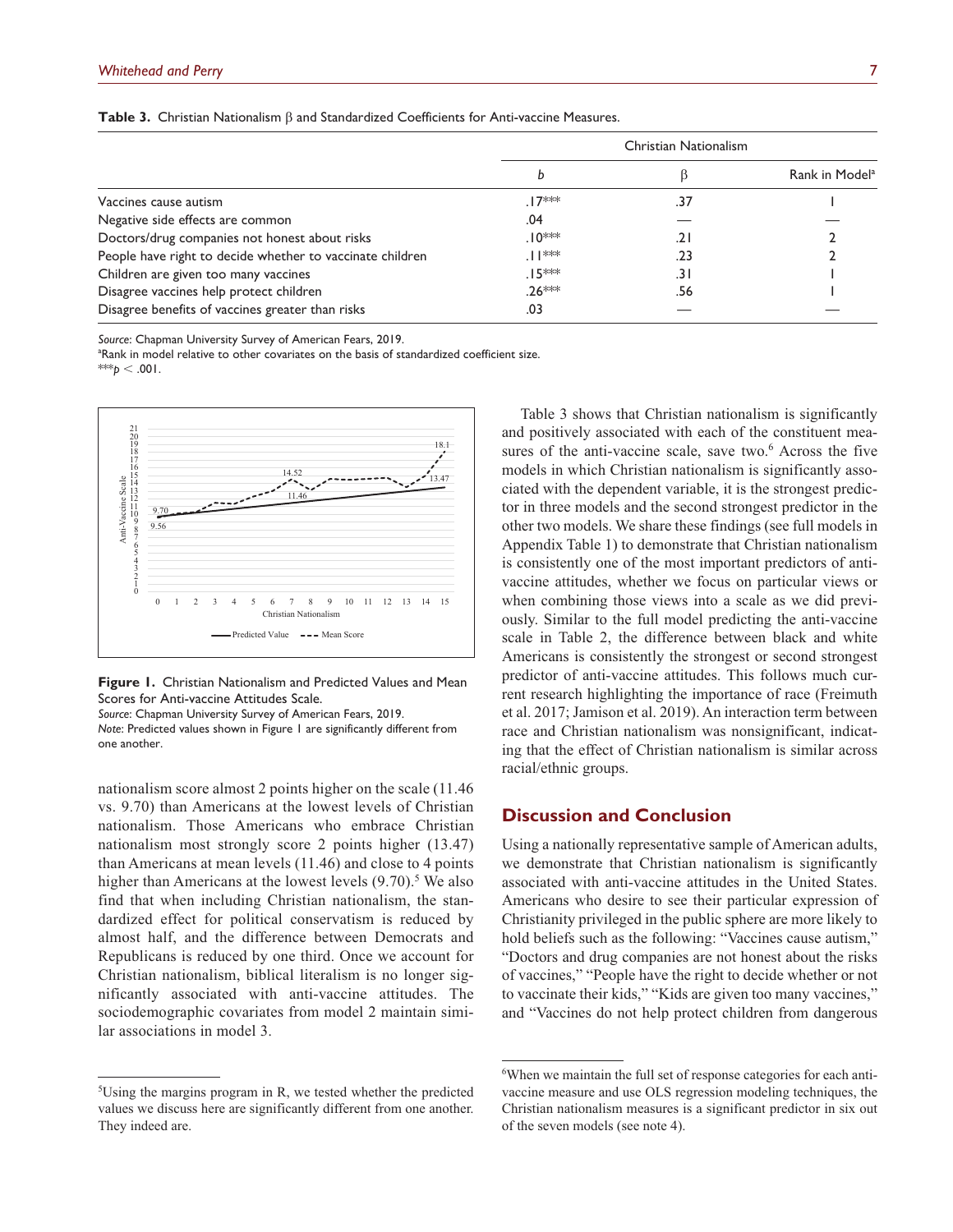**Table 3.** Christian Nationalism β and Standardized Coefficients for Anti-vaccine Measures.

| | Christian Nationalism | | |
|---|---|---|---|
| | *b* | β | Rank in Model[a] |
| Vaccines cause autism | .17*** | .37 | 1 |
| Negative side effects are common | .04 | — | — |
| Doctors/drug companies not honest about risks | .10*** | .21 | 2 |
| People have right to decide whether to vaccinate children | .11*** | .23 | 2 |
| Children are given too many vaccines | .15*** | .31 | 1 |
| Disagree vaccines help protect children | .26*** | .56 | 1 |
| Disagree benefits of vaccines greater than risks | .03 | — | — |

*Source*: Chapman University Survey of American Fears, 2019.
[a]Rank in model relative to other covariates on the basis of standardized coefficient size.
***$p < .001$.

**Figure 1.** Christian Nationalism and Predicted Values and Mean Scores for Anti-vaccine Attitudes Scale.
*Source*: Chapman University Survey of American Fears, 2019.
*Note*: Predicted values shown in Figure 1 are significantly different from one another.

nationalism score almost 2 points higher on the scale (11.46 vs. 9.70) than Americans at the lowest levels of Christian nationalism. Those Americans who embrace Christian nationalism most strongly score 2 points higher (13.47) than Americans at mean levels (11.46) and close to 4 points higher than Americans at the lowest levels (9.70).[5] We also find that when including Christian nationalism, the standardized effect for political conservatism is reduced by almost half, and the difference between Democrats and Republicans is reduced by one third. Once we account for Christian nationalism, biblical literalism is no longer significantly associated with anti-vaccine attitudes. The sociodemographic covariates from model 2 maintain similar associations in model 3.

Table 3 shows that Christian nationalism is significantly and positively associated with each of the constituent measures of the anti-vaccine scale, save two.[6] Across the five models in which Christian nationalism is significantly associated with the dependent variable, it is the strongest predictor in three models and the second strongest predictor in the other two models. We share these findings (see full models in Appendix Table 1) to demonstrate that Christian nationalism is consistently one of the most important predictors of anti-vaccine attitudes, whether we focus on particular views or when combining those views into a scale as we did previously. Similar to the full model predicting the anti-vaccine scale in Table 2, the difference between black and white Americans is consistently the strongest or second strongest predictor of anti-vaccine attitudes. This follows much current research highlighting the importance of race (Freimuth et al. 2017; Jamison et al. 2019). An interaction term between race and Christian nationalism was nonsignificant, indicating that the effect of Christian nationalism is similar across racial/ethnic groups.

## Discussion and Conclusion

Using a nationally representative sample of American adults, we demonstrate that Christian nationalism is significantly associated with anti-vaccine attitudes in the United States. Americans who desire to see their particular expression of Christianity privileged in the public sphere are more likely to hold beliefs such as the following: "Vaccines cause autism," "Doctors and drug companies are not honest about the risks of vaccines," "People have the right to decide whether or not to vaccinate their kids," "Kids are given too many vaccines," and "Vaccines do not help protect children from dangerous

[5]Using the margins program in R, we tested whether the predicted values we discuss here are significantly different from one another. They indeed are.

[6]When we maintain the full set of response categories for each anti-vaccine measure and use OLS regression modeling techniques, the Christian nationalism measures is a significant predictor in six out of the seven models (see note 4).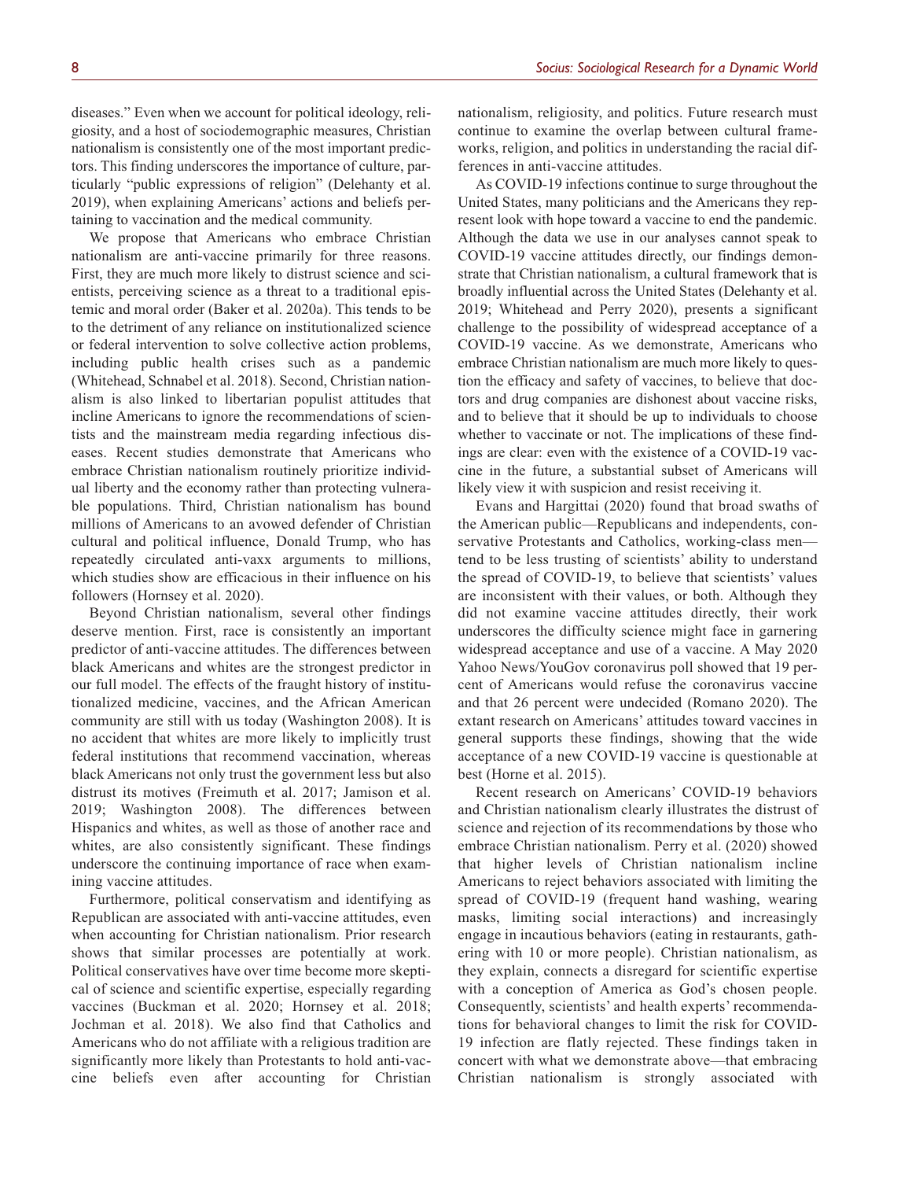diseases." Even when we account for political ideology, religiosity, and a host of sociodemographic measures, Christian nationalism is consistently one of the most important predictors. This finding underscores the importance of culture, particularly "public expressions of religion" (Delehanty et al. 2019), when explaining Americans' actions and beliefs pertaining to vaccination and the medical community.

We propose that Americans who embrace Christian nationalism are anti-vaccine primarily for three reasons. First, they are much more likely to distrust science and scientists, perceiving science as a threat to a traditional epistemic and moral order (Baker et al. 2020a). This tends to be to the detriment of any reliance on institutionalized science or federal intervention to solve collective action problems, including public health crises such as a pandemic (Whitehead, Schnabel et al. 2018). Second, Christian nationalism is also linked to libertarian populist attitudes that incline Americans to ignore the recommendations of scientists and the mainstream media regarding infectious diseases. Recent studies demonstrate that Americans who embrace Christian nationalism routinely prioritize individual liberty and the economy rather than protecting vulnerable populations. Third, Christian nationalism has bound millions of Americans to an avowed defender of Christian cultural and political influence, Donald Trump, who has repeatedly circulated anti-vaxx arguments to millions, which studies show are efficacious in their influence on his followers (Hornsey et al. 2020).

Beyond Christian nationalism, several other findings deserve mention. First, race is consistently an important predictor of anti-vaccine attitudes. The differences between black Americans and whites are the strongest predictor in our full model. The effects of the fraught history of institutionalized medicine, vaccines, and the African American community are still with us today (Washington 2008). It is no accident that whites are more likely to implicitly trust federal institutions that recommend vaccination, whereas black Americans not only trust the government less but also distrust its motives (Freimuth et al. 2017; Jamison et al. 2019; Washington 2008). The differences between Hispanics and whites, as well as those of another race and whites, are also consistently significant. These findings underscore the continuing importance of race when examining vaccine attitudes.

Furthermore, political conservatism and identifying as Republican are associated with anti-vaccine attitudes, even when accounting for Christian nationalism. Prior research shows that similar processes are potentially at work. Political conservatives have over time become more skeptical of science and scientific expertise, especially regarding vaccines (Buckman et al. 2020; Hornsey et al. 2018; Jochman et al. 2018). We also find that Catholics and Americans who do not affiliate with a religious tradition are significantly more likely than Protestants to hold anti-vaccine beliefs even after accounting for Christian nationalism, religiosity, and politics. Future research must continue to examine the overlap between cultural frameworks, religion, and politics in understanding the racial differences in anti-vaccine attitudes.

As COVID-19 infections continue to surge throughout the United States, many politicians and the Americans they represent look with hope toward a vaccine to end the pandemic. Although the data we use in our analyses cannot speak to COVID-19 vaccine attitudes directly, our findings demonstrate that Christian nationalism, a cultural framework that is broadly influential across the United States (Delehanty et al. 2019; Whitehead and Perry 2020), presents a significant challenge to the possibility of widespread acceptance of a COVID-19 vaccine. As we demonstrate, Americans who embrace Christian nationalism are much more likely to question the efficacy and safety of vaccines, to believe that doctors and drug companies are dishonest about vaccine risks, and to believe that it should be up to individuals to choose whether to vaccinate or not. The implications of these findings are clear: even with the existence of a COVID-19 vaccine in the future, a substantial subset of Americans will likely view it with suspicion and resist receiving it.

Evans and Hargittai (2020) found that broad swaths of the American public—Republicans and independents, conservative Protestants and Catholics, working-class men—tend to be less trusting of scientists' ability to understand the spread of COVID-19, to believe that scientists' values are inconsistent with their values, or both. Although they did not examine vaccine attitudes directly, their work underscores the difficulty science might face in garnering widespread acceptance and use of a vaccine. A May 2020 Yahoo News/YouGov coronavirus poll showed that 19 percent of Americans would refuse the coronavirus vaccine and that 26 percent were undecided (Romano 2020). The extant research on Americans' attitudes toward vaccines in general supports these findings, showing that the wide acceptance of a new COVID-19 vaccine is questionable at best (Horne et al. 2015).

Recent research on Americans' COVID-19 behaviors and Christian nationalism clearly illustrates the distrust of science and rejection of its recommendations by those who embrace Christian nationalism. Perry et al. (2020) showed that higher levels of Christian nationalism incline Americans to reject behaviors associated with limiting the spread of COVID-19 (frequent hand washing, wearing masks, limiting social interactions) and increasingly engage in incautious behaviors (eating in restaurants, gathering with 10 or more people). Christian nationalism, as they explain, connects a disregard for scientific expertise with a conception of America as God's chosen people. Consequently, scientists' and health experts' recommendations for behavioral changes to limit the risk for COVID-19 infection are flatly rejected. These findings taken in concert with what we demonstrate above—that embracing Christian nationalism is strongly associated with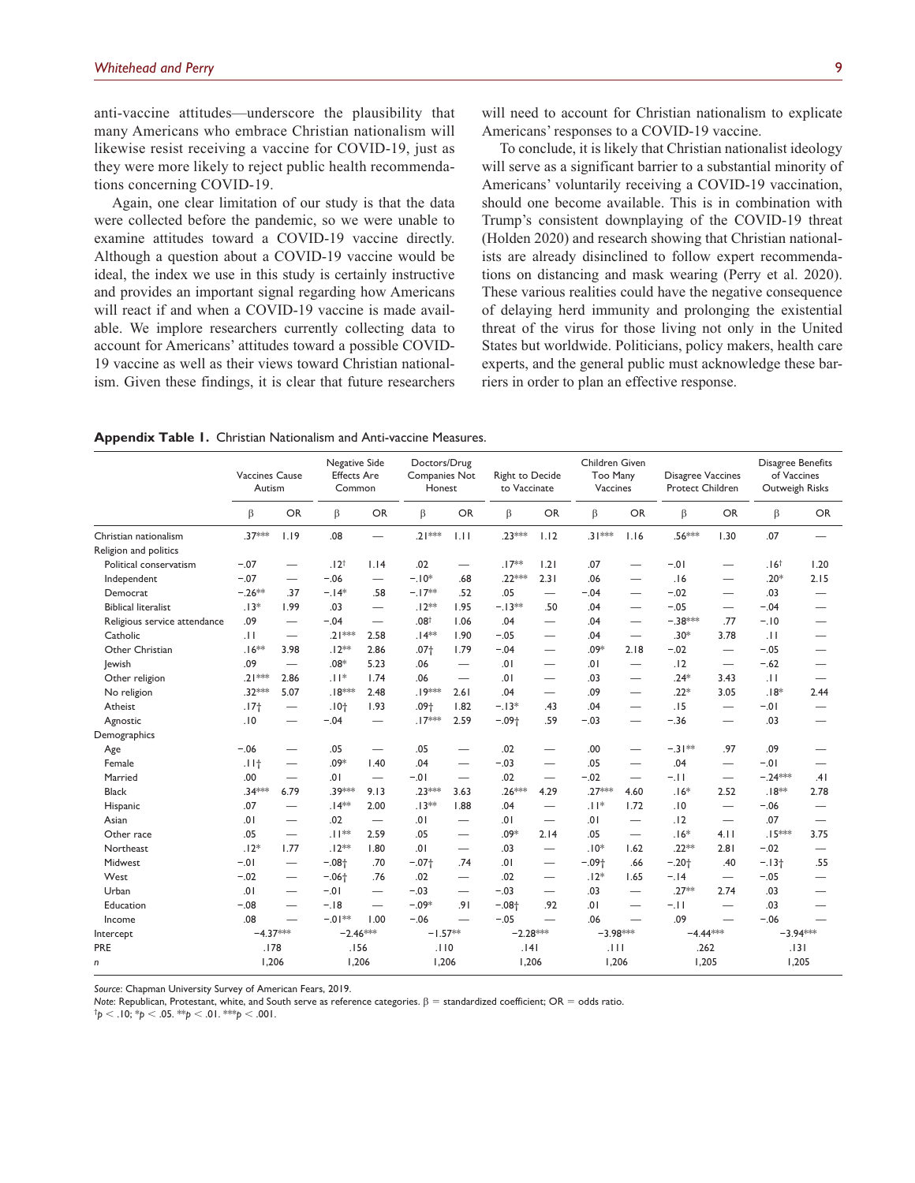anti-vaccine attitudes—underscore the plausibility that many Americans who embrace Christian nationalism will likewise resist receiving a vaccine for COVID-19, just as they were more likely to reject public health recommendations concerning COVID-19.

Again, one clear limitation of our study is that the data were collected before the pandemic, so we were unable to examine attitudes toward a COVID-19 vaccine directly. Although a question about a COVID-19 vaccine would be ideal, the index we use in this study is certainly instructive and provides an important signal regarding how Americans will react if and when a COVID-19 vaccine is made available. We implore researchers currently collecting data to account for Americans' attitudes toward a possible COVID-19 vaccine as well as their views toward Christian nationalism. Given these findings, it is clear that future researchers will need to account for Christian nationalism to explicate Americans' responses to a COVID-19 vaccine.

To conclude, it is likely that Christian nationalist ideology will serve as a significant barrier to a substantial minority of Americans' voluntarily receiving a COVID-19 vaccination, should one become available. This is in combination with Trump's consistent downplaying of the COVID-19 threat (Holden 2020) and research showing that Christian nationalists are already disinclined to follow expert recommendations on distancing and mask wearing (Perry et al. 2020). These various realities could have the negative consequence of delaying herd immunity and prolonging the existential threat of the virus for those living not only in the United States but worldwide. Politicians, policy makers, health care experts, and the general public must acknowledge these barriers in order to plan an effective response.

**Appendix Table 1.** Christian Nationalism and Anti-vaccine Measures.

| | Vaccines Cause Autism | | Negative Side Effects Are Common | | Doctors/Drug Companies Not Honest | | Right to Decide to Vaccinate | | Children Given Too Many Vaccines | | Disagree Vaccines Protect Children | | Disagree Benefits of Vaccines Outweigh Risks | |
|---|---|---|---|---|---|---|---|---|---|---|---|---|---|---|
| | β | OR | β | OR | β | OR | β | OR | β | OR | β | OR | β | OR |
| Christian nationalism | .37*** | 1.19 | .08 | — | .21*** | 1.11 | .23*** | 1.12 | .31*** | 1.16 | .56*** | 1.30 | .07 | — |
| Religion and politics | | | | | | | | | | | | | | |
| Political conservatism | −.07 | — | .12† | 1.14 | .02 | — | .17** | 1.21 | .07 | — | −.01 | — | .16† | 1.20 |
| Independent | −.07 | — | −.06 | — | −.10* | .68 | .22*** | 2.31 | .06 | — | .16 | — | .20* | 2.15 |
| Democrat | −.26** | .37 | −.14* | .58 | −.17** | .52 | .05 | — | −.04 | — | −.02 | — | .03 | — |
| Biblical literalist | .13* | 1.99 | .03 | — | .12** | 1.95 | −.13** | .50 | .04 | — | −.05 | — | −.04 | — |
| Religious service attendance | .09 | — | −.04 | — | .08† | 1.06 | .04 | — | .04 | — | −.38*** | .77 | −.10 | — |
| Catholic | .11 | — | .21*** | 2.58 | .14** | 1.90 | −.05 | — | .04 | — | .30* | 3.78 | .11 | — |
| Other Christian | .16** | 3.98 | .12** | 2.86 | .07† | 1.79 | −.04 | — | .09* | 2.18 | −.02 | — | −.05 | — |
| Jewish | .09 | — | .08* | 5.23 | .06 | — | .01 | — | .01 | — | .12 | — | −.62 | — |
| Other religion | .21*** | 2.86 | .11* | 1.74 | .06 | — | .01 | — | .03 | — | .24* | 3.43 | .11 | — |
| No religion | .32*** | 5.07 | .18*** | 2.48 | .19*** | 2.61 | .04 | — | .09 | — | .22* | 3.05 | .18* | 2.44 |
| Atheist | .17† | — | .10† | 1.93 | .09† | 1.82 | −.13* | .43 | .04 | — | .15 | — | −.01 | — |
| Agnostic | .10 | — | −.04 | — | .17*** | 2.59 | −.09† | .59 | −.03 | — | −.36 | — | .03 | — |
| Demographics | | | | | | | | | | | | | | |
| Age | −.06 | — | .05 | — | .05 | — | .02 | — | .00 | — | −.31** | .97 | .09 | — |
| Female | .11† | — | .09* | 1.40 | .04 | — | −.03 | — | .05 | — | .04 | — | −.01 | — |
| Married | .00 | — | .01 | — | −.01 | — | .02 | — | −.02 | — | −.11 | — | −.24*** | .41 |
| Black | .34*** | 6.79 | .39*** | 9.13 | .23*** | 3.63 | .26*** | 4.29 | .27*** | 4.60 | .16* | 2.52 | .18** | 2.78 |
| Hispanic | .07 | — | .14** | 2.00 | .13** | 1.88 | .04 | — | .11* | 1.72 | .10 | — | −.06 | — |
| Asian | .01 | — | .02 | — | .01 | — | .01 | — | .01 | — | .12 | — | .07 | — |
| Other race | .05 | — | .11** | 2.59 | .05 | — | .09* | 2.14 | .05 | — | .16* | 4.11 | .15*** | 3.75 |
| Northeast | .12* | 1.77 | .12** | 1.80 | .01 | — | .03 | — | .10* | 1.62 | .22** | 2.81 | −.02 | — |
| Midwest | −.01 | — | −.08† | .70 | −.07† | .74 | .01 | — | −.09† | .66 | −.20† | .40 | −.13† | .55 |
| West | −.02 | — | −.06† | .76 | .02 | — | .02 | — | .12* | 1.65 | −.14 | — | −.05 | — |
| Urban | .01 | — | −.01 | — | −.03 | — | −.03 | — | .03 | — | .27** | 2.74 | .03 | — |
| Education | −.08 | — | −.18 | — | −.09* | .91 | −.08† | .92 | .01 | — | −.11 | — | .03 | — |
| Income | .08 | — | −.01** | 1.00 | −.06 | — | −.05 | — | .06 | — | .09 | — | −.06 | — |
| Intercept | −4.37*** | | −2.46*** | | −1.57** | | −2.28*** | | −3.98*** | | −4.44*** | | −3.94*** | |
| PRE | .178 | | .156 | | .110 | | .141 | | .111 | | .262 | | .131 | |
| *n* | 1,206 | | 1,206 | | 1,206 | | 1,206 | | 1,206 | | 1,205 | | 1,205 | |

*Source*: Chapman University Survey of American Fears, 2019.
*Note*: Republican, Protestant, white, and South serve as reference categories. β = standardized coefficient; OR = odds ratio.
†$p < .10$; *$p < .05$. **$p < .01$. ***$p < .001$.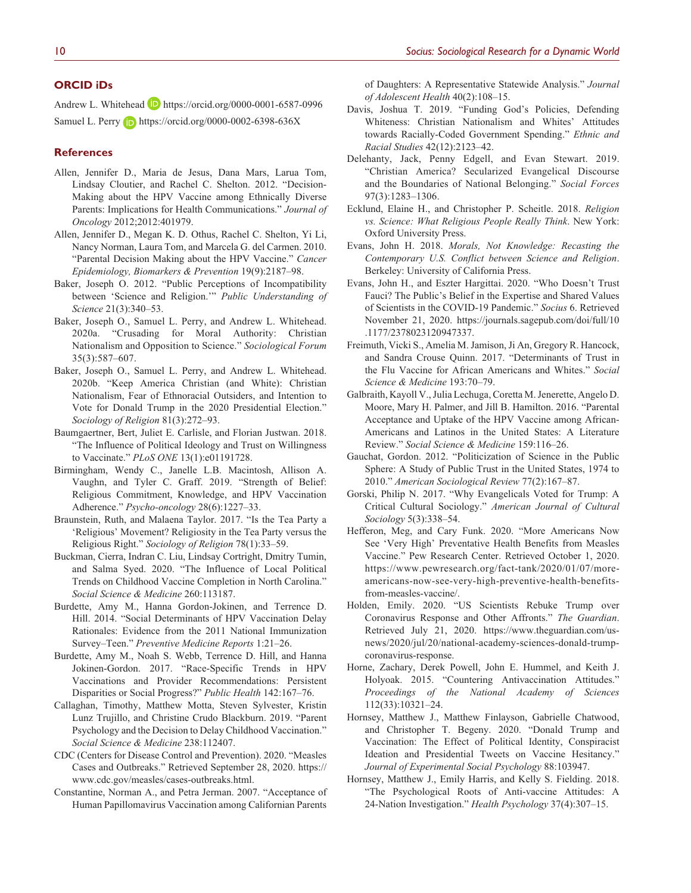## ORCID iDs

Andrew L. Whitehead https://orcid.org/0000-0001-6587-0996

Samuel L. Perry https://orcid.org/0000-0002-6398-636X

## References

Allen, Jennifer D., Maria de Jesus, Dana Mars, Larua Tom, Lindsay Cloutier, and Rachel C. Shelton. 2012. "Decision-Making about the HPV Vaccine among Ethnically Diverse Parents: Implications for Health Communications." *Journal of Oncology* 2012;2012:401979.

Allen, Jennifer D., Megan K. D. Othus, Rachel C. Shelton, Yi Li, Nancy Norman, Laura Tom, and Marcela G. del Carmen. 2010. "Parental Decision Making about the HPV Vaccine." *Cancer Epidemiology, Biomarkers & Prevention* 19(9):2187–98.

Baker, Joseph O. 2012. "Public Perceptions of Incompatibility between 'Science and Religion.'" *Public Understanding of Science* 21(3):340–53.

Baker, Joseph O., Samuel L. Perry, and Andrew L. Whitehead. 2020a. "Crusading for Moral Authority: Christian Nationalism and Opposition to Science." *Sociological Forum* 35(3):587–607.

Baker, Joseph O., Samuel L. Perry, and Andrew L. Whitehead. 2020b. "Keep America Christian (and White): Christian Nationalism, Fear of Ethnoracial Outsiders, and Intention to Vote for Donald Trump in the 2020 Presidential Election." *Sociology of Religion* 81(3):272–93.

Baumgaertner, Bert, Juliet E. Carlisle, and Florian Justwan. 2018. "The Influence of Political Ideology and Trust on Willingness to Vaccinate." *PLoS ONE* 13(1):e01191728.

Birmingham, Wendy C., Janelle L.B. Macintosh, Allison A. Vaughn, and Tyler C. Graff. 2019. "Strength of Belief: Religious Commitment, Knowledge, and HPV Vaccination Adherence." *Psycho-oncology* 28(6):1227–33.

Braunstein, Ruth, and Malaena Taylor. 2017. "Is the Tea Party a 'Religious' Movement? Religiosity in the Tea Party versus the Religious Right." *Sociology of Religion* 78(1):33–59.

Buckman, Cierra, Indran C. Liu, Lindsay Cortright, Dmitry Tumin, and Salma Syed. 2020. "The Influence of Local Political Trends on Childhood Vaccine Completion in North Carolina." *Social Science & Medicine* 260:113187.

Burdette, Amy M., Hanna Gordon-Jokinen, and Terrence D. Hill. 2014. "Social Determinants of HPV Vaccination Delay Rationales: Evidence from the 2011 National Immunization Survey–Teen." *Preventive Medicine Reports* 1:21–26.

Burdette, Amy M., Noah S. Webb, Terrence D. Hill, and Hanna Jokinen-Gordon. 2017. "Race-Specific Trends in HPV Vaccinations and Provider Recommendations: Persistent Disparities or Social Progress?" *Public Health* 142:167–76.

Callaghan, Timothy, Matthew Motta, Steven Sylvester, Kristin Lunz Trujillo, and Christine Crudo Blackburn. 2019. "Parent Psychology and the Decision to Delay Childhood Vaccination." *Social Science & Medicine* 238:112407.

CDC (Centers for Disease Control and Prevention). 2020. "Measles Cases and Outbreaks." Retrieved September 28, 2020. https://www.cdc.gov/measles/cases-outbreaks.html.

Constantine, Norman A., and Petra Jerman. 2007. "Acceptance of Human Papillomavirus Vaccination among Californian Parents of Daughters: A Representative Statewide Analysis." *Journal of Adolescent Health* 40(2):108–15.

Davis, Joshua T. 2019. "Funding God's Policies, Defending Whiteness: Christian Nationalism and Whites' Attitudes towards Racially-Coded Government Spending." *Ethnic and Racial Studies* 42(12):2123–42.

Delehanty, Jack, Penny Edgell, and Evan Stewart. 2019. "Christian America? Secularized Evangelical Discourse and the Boundaries of National Belonging." *Social Forces* 97(3):1283–1306.

Ecklund, Elaine H., and Christopher P. Scheitle. 2018. *Religion vs. Science: What Religious People Really Think*. New York: Oxford University Press.

Evans, John H. 2018. *Morals, Not Knowledge: Recasting the Contemporary U.S. Conflict between Science and Religion*. Berkeley: University of California Press.

Evans, John H., and Eszter Hargittai. 2020. "Who Doesn't Trust Fauci? The Public's Belief in the Expertise and Shared Values of Scientists in the COVID-19 Pandemic." *Socius* 6. Retrieved November 21, 2020. https://journals.sagepub.com/doi/full/10.1177/2378023120947337.

Freimuth, Vicki S., Amelia M. Jamison, Ji An, Gregory R. Hancock, and Sandra Crouse Quinn. 2017. "Determinants of Trust in the Flu Vaccine for African Americans and Whites." *Social Science & Medicine* 193:70–79.

Galbraith, Kayoll V., Julia Lechuga, Coretta M. Jenerette, Angelo D. Moore, Mary H. Palmer, and Jill B. Hamilton. 2016. "Parental Acceptance and Uptake of the HPV Vaccine among African-Americans and Latinos in the United States: A Literature Review." *Social Science & Medicine* 159:116–26.

Gauchat, Gordon. 2012. "Politicization of Science in the Public Sphere: A Study of Public Trust in the United States, 1974 to 2010." *American Sociological Review* 77(2):167–87.

Gorski, Philip N. 2017. "Why Evangelicals Voted for Trump: A Critical Cultural Sociology." *American Journal of Cultural Sociology* 5(3):338–54.

Hefferon, Meg, and Cary Funk. 2020. "More Americans Now See 'Very High' Preventative Health Benefits from Measles Vaccine." Pew Research Center. Retrieved October 1, 2020. https://www.pewresearch.org/fact-tank/2020/01/07/more-americans-now-see-very-high-preventive-health-benefits-from-measles-vaccine/.

Holden, Emily. 2020. "US Scientists Rebuke Trump over Coronavirus Response and Other Affronts." *The Guardian*. Retrieved July 21, 2020. https://www.theguardian.com/us-news/2020/jul/20/national-academy-sciences-donald-trump-coronavirus-response.

Horne, Zachary, Derek Powell, John E. Hummel, and Keith J. Holyoak. 2015. "Countering Antivaccination Attitudes." *Proceedings of the National Academy of Sciences* 112(33):10321–24.

Hornsey, Matthew J., Matthew Finlayson, Gabrielle Chatwood, and Christopher T. Begeny. 2020. "Donald Trump and Vaccination: The Effect of Political Identity, Conspiracist Ideation and Presidential Tweets on Vaccine Hesitancy." *Journal of Experimental Social Psychology* 88:103947.

Hornsey, Matthew J., Emily Harris, and Kelly S. Fielding. 2018. "The Psychological Roots of Anti-vaccine Attitudes: A 24-Nation Investigation." *Health Psychology* 37(4):307–15.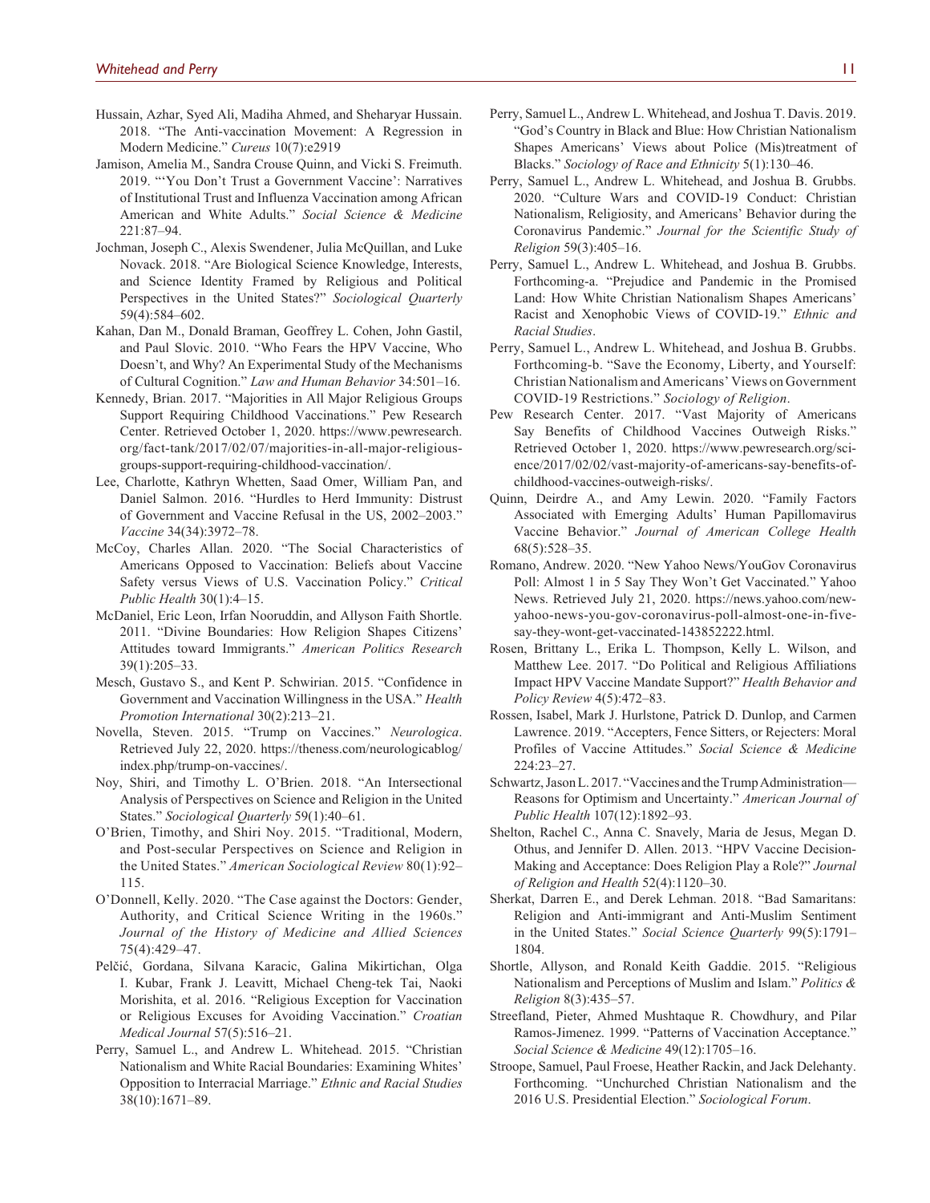Hussain, Azhar, Syed Ali, Madiha Ahmed, and Sheharyar Hussain. 2018. "The Anti-vaccination Movement: A Regression in Modern Medicine." *Cureus* 10(7):e2919

Jamison, Amelia M., Sandra Crouse Quinn, and Vicki S. Freimuth. 2019. "'You Don't Trust a Government Vaccine': Narratives of Institutional Trust and Influenza Vaccination among African American and White Adults." *Social Science & Medicine* 221:87–94.

Jochman, Joseph C., Alexis Swendener, Julia McQuillan, and Luke Novack. 2018. "Are Biological Science Knowledge, Interests, and Science Identity Framed by Religious and Political Perspectives in the United States?" *Sociological Quarterly* 59(4):584–602.

Kahan, Dan M., Donald Braman, Geoffrey L. Cohen, John Gastil, and Paul Slovic. 2010. "Who Fears the HPV Vaccine, Who Doesn't, and Why? An Experimental Study of the Mechanisms of Cultural Cognition." *Law and Human Behavior* 34:501–16.

Kennedy, Brian. 2017. "Majorities in All Major Religious Groups Support Requiring Childhood Vaccinations." Pew Research Center. Retrieved October 1, 2020. https://www.pewresearch.org/fact-tank/2017/02/07/majorities-in-all-major-religious-groups-support-requiring-childhood-vaccination/.

Lee, Charlotte, Kathryn Whetten, Saad Omer, William Pan, and Daniel Salmon. 2016. "Hurdles to Herd Immunity: Distrust of Government and Vaccine Refusal in the US, 2002–2003." *Vaccine* 34(34):3972–78.

McCoy, Charles Allan. 2020. "The Social Characteristics of Americans Opposed to Vaccination: Beliefs about Vaccine Safety versus Views of U.S. Vaccination Policy." *Critical Public Health* 30(1):4–15.

McDaniel, Eric Leon, Irfan Nooruddin, and Allyson Faith Shortle. 2011. "Divine Boundaries: How Religion Shapes Citizens' Attitudes toward Immigrants." *American Politics Research* 39(1):205–33.

Mesch, Gustavo S., and Kent P. Schwirian. 2015. "Confidence in Government and Vaccination Willingness in the USA." *Health Promotion International* 30(2):213–21.

Novella, Steven. 2015. "Trump on Vaccines." *Neurologica*. Retrieved July 22, 2020. https://theness.com/neurologicablog/index.php/trump-on-vaccines/.

Noy, Shiri, and Timothy L. O'Brien. 2018. "An Intersectional Analysis of Perspectives on Science and Religion in the United States." *Sociological Quarterly* 59(1):40–61.

O'Brien, Timothy, and Shiri Noy. 2015. "Traditional, Modern, and Post-secular Perspectives on Science and Religion in the United States." *American Sociological Review* 80(1):92–115.

O'Donnell, Kelly. 2020. "The Case against the Doctors: Gender, Authority, and Critical Science Writing in the 1960s." *Journal of the History of Medicine and Allied Sciences* 75(4):429–47.

Pelčić, Gordana, Silvana Karacic, Galina Mikirtichan, Olga I. Kubar, Frank J. Leavitt, Michael Cheng-tek Tai, Naoki Morishita, et al. 2016. "Religious Exception for Vaccination or Religious Excuses for Avoiding Vaccination." *Croatian Medical Journal* 57(5):516–21.

Perry, Samuel L., and Andrew L. Whitehead. 2015. "Christian Nationalism and White Racial Boundaries: Examining Whites' Opposition to Interracial Marriage." *Ethnic and Racial Studies* 38(10):1671–89.

Perry, Samuel L., Andrew L. Whitehead, and Joshua T. Davis. 2019. "God's Country in Black and Blue: How Christian Nationalism Shapes Americans' Views about Police (Mis)treatment of Blacks." *Sociology of Race and Ethnicity* 5(1):130–46.

Perry, Samuel L., Andrew L. Whitehead, and Joshua B. Grubbs. 2020. "Culture Wars and COVID-19 Conduct: Christian Nationalism, Religiosity, and Americans' Behavior during the Coronavirus Pandemic." *Journal for the Scientific Study of Religion* 59(3):405–16.

Perry, Samuel L., Andrew L. Whitehead, and Joshua B. Grubbs. Forthcoming-a. "Prejudice and Pandemic in the Promised Land: How White Christian Nationalism Shapes Americans' Racist and Xenophobic Views of COVID-19." *Ethnic and Racial Studies*.

Perry, Samuel L., Andrew L. Whitehead, and Joshua B. Grubbs. Forthcoming-b. "Save the Economy, Liberty, and Yourself: Christian Nationalism and Americans' Views on Government COVID-19 Restrictions." *Sociology of Religion*.

Pew Research Center. 2017. "Vast Majority of Americans Say Benefits of Childhood Vaccines Outweigh Risks." Retrieved October 1, 2020. https://www.pewresearch.org/science/2017/02/02/vast-majority-of-americans-say-benefits-of-childhood-vaccines-outweigh-risks/.

Quinn, Deirdre A., and Amy Lewin. 2020. "Family Factors Associated with Emerging Adults' Human Papillomavirus Vaccine Behavior." *Journal of American College Health* 68(5):528–35.

Romano, Andrew. 2020. "New Yahoo News/YouGov Coronavirus Poll: Almost 1 in 5 Say They Won't Get Vaccinated." Yahoo News. Retrieved July 21, 2020. https://news.yahoo.com/new-yahoo-news-you-gov-coronavirus-poll-almost-one-in-five-say-they-wont-get-vaccinated-143852222.html.

Rosen, Brittany L., Erika L. Thompson, Kelly L. Wilson, and Matthew Lee. 2017. "Do Political and Religious Affiliations Impact HPV Vaccine Mandate Support?" *Health Behavior and Policy Review* 4(5):472–83.

Rossen, Isabel, Mark J. Hurlstone, Patrick D. Dunlop, and Carmen Lawrence. 2019. "Accepters, Fence Sitters, or Rejecters: Moral Profiles of Vaccine Attitudes." *Social Science & Medicine* 224:23–27.

Schwartz, Jason L. 2017. "Vaccines and the Trump Administration—Reasons for Optimism and Uncertainty." *American Journal of Public Health* 107(12):1892–93.

Shelton, Rachel C., Anna C. Snavely, Maria de Jesus, Megan D. Othus, and Jennifer D. Allen. 2013. "HPV Vaccine Decision-Making and Acceptance: Does Religion Play a Role?" *Journal of Religion and Health* 52(4):1120–30.

Sherkat, Darren E., and Derek Lehman. 2018. "Bad Samaritans: Religion and Anti-immigrant and Anti-Muslim Sentiment in the United States." *Social Science Quarterly* 99(5):1791–1804.

Shortle, Allyson, and Ronald Keith Gaddie. 2015. "Religious Nationalism and Perceptions of Muslim and Islam." *Politics & Religion* 8(3):435–57.

Streefland, Pieter, Ahmed Mushtaque R. Chowdhury, and Pilar Ramos-Jimenez. 1999. "Patterns of Vaccination Acceptance." *Social Science & Medicine* 49(12):1705–16.

Stroope, Samuel, Paul Froese, Heather Rackin, and Jack Delehanty. Forthcoming. "Unchurched Christian Nationalism and the 2016 U.S. Presidential Election." *Sociological Forum*.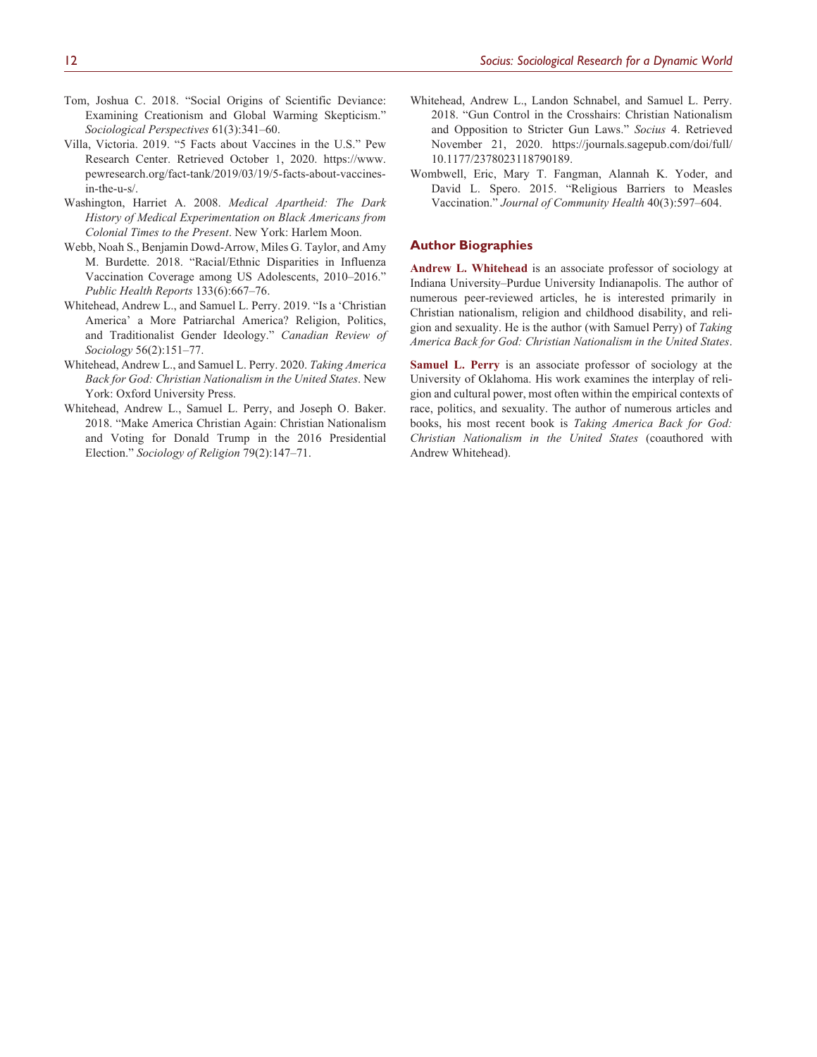Tom, Joshua C. 2018. "Social Origins of Scientific Deviance: Examining Creationism and Global Warming Skepticism." *Sociological Perspectives* 61(3):341–60.

Villa, Victoria. 2019. "5 Facts about Vaccines in the U.S." Pew Research Center. Retrieved October 1, 2020. https://www.pewresearch.org/fact-tank/2019/03/19/5-facts-about-vaccines-in-the-u-s/.

Washington, Harriet A. 2008. *Medical Apartheid: The Dark History of Medical Experimentation on Black Americans from Colonial Times to the Present*. New York: Harlem Moon.

Webb, Noah S., Benjamin Dowd-Arrow, Miles G. Taylor, and Amy M. Burdette. 2018. "Racial/Ethnic Disparities in Influenza Vaccination Coverage among US Adolescents, 2010–2016." *Public Health Reports* 133(6):667–76.

Whitehead, Andrew L., and Samuel L. Perry. 2019. "Is a 'Christian America' a More Patriarchal America? Religion, Politics, and Traditionalist Gender Ideology." *Canadian Review of Sociology* 56(2):151–77.

Whitehead, Andrew L., and Samuel L. Perry. 2020. *Taking America Back for God: Christian Nationalism in the United States*. New York: Oxford University Press.

Whitehead, Andrew L., Samuel L. Perry, and Joseph O. Baker. 2018. "Make America Christian Again: Christian Nationalism and Voting for Donald Trump in the 2016 Presidential Election." *Sociology of Religion* 79(2):147–71.

Whitehead, Andrew L., Landon Schnabel, and Samuel L. Perry. 2018. "Gun Control in the Crosshairs: Christian Nationalism and Opposition to Stricter Gun Laws." *Socius* 4. Retrieved November 21, 2020. https://journals.sagepub.com/doi/full/10.1177/2378023118790189.

Wombwell, Eric, Mary T. Fangman, Alannah K. Yoder, and David L. Spero. 2015. "Religious Barriers to Measles Vaccination." *Journal of Community Health* 40(3):597–604.

## Author Biographies

**Andrew L. Whitehead** is an associate professor of sociology at Indiana University–Purdue University Indianapolis. The author of numerous peer-reviewed articles, he is interested primarily in Christian nationalism, religion and childhood disability, and religion and sexuality. He is the author (with Samuel Perry) of *Taking America Back for God: Christian Nationalism in the United States*.

**Samuel L. Perry** is an associate professor of sociology at the University of Oklahoma. His work examines the interplay of religion and cultural power, most often within the empirical contexts of race, politics, and sexuality. The author of numerous articles and books, his most recent book is *Taking America Back for God: Christian Nationalism in the United States* (coauthored with Andrew Whitehead).